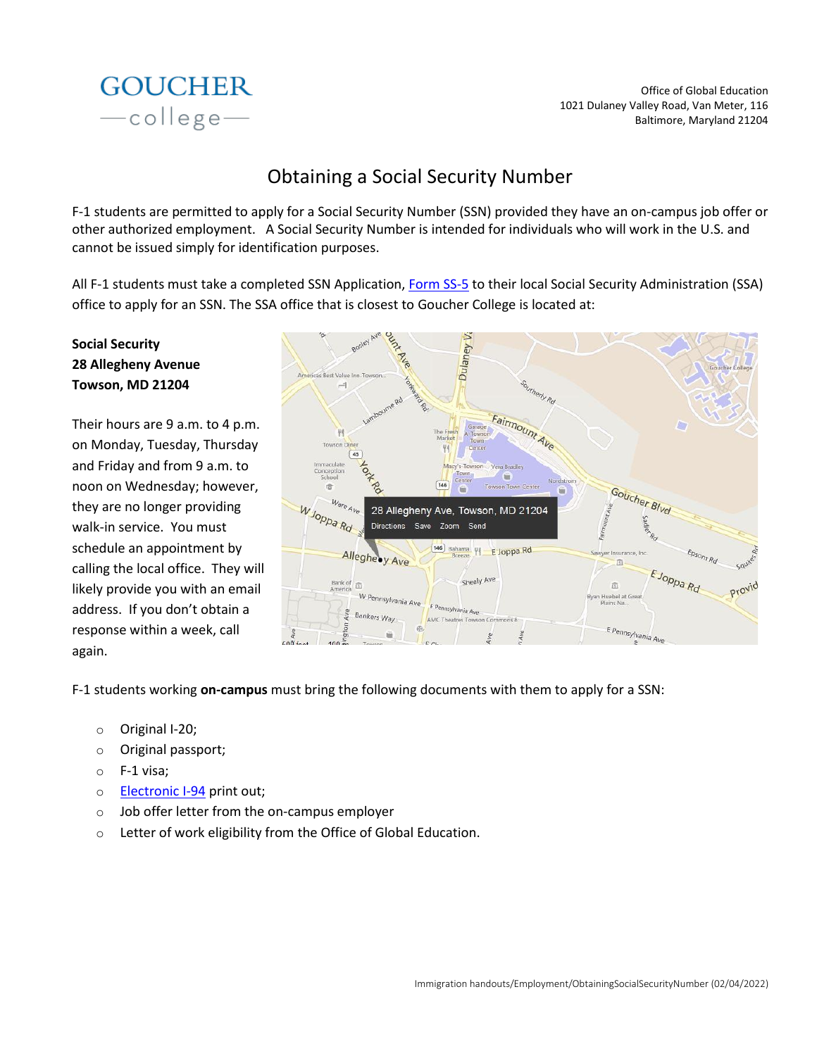GOUCHER college

Office of Global Education
1021 Dulaney Valley Road, Van Meter, 116
Baltimore, Maryland 21204

# Obtaining a Social Security Number

F-1 students are permitted to apply for a Social Security Number (SSN) provided they have an on-campus job offer or other authorized employment. A Social Security Number is intended for individuals who will work in the U.S. and cannot be issued simply for identification purposes.

All F-1 students must take a completed SSN Application, [Form SS-5](Form SS-5) to their local Social Security Administration (SSA) office to apply for an SSN. The SSA office that is closest to Goucher College is located at:

**Social Security**
**28 Allegheny Avenue**
**Towson, MD 21204**

Their hours are 9 a.m. to 4 p.m. on Monday, Tuesday, Thursday and Friday and from 9 a.m. to noon on Wednesday; however, they are no longer providing walk-in service. You must schedule an appointment by calling the local office. They will likely provide you with an email address. If you don't obtain a response within a week, call again.

F-1 students working **on-campus** must bring the following documents with them to apply for a SSN:

- Original I-20;
- Original passport;
- F-1 visa;
- [Electronic I-94](Electronic I-94) print out;
- Job offer letter from the on-campus employer
- Letter of work eligibility from the Office of Global Education.

Immigration handouts/Employment/ObtainingSocialSecurityNumber (02/04/2022)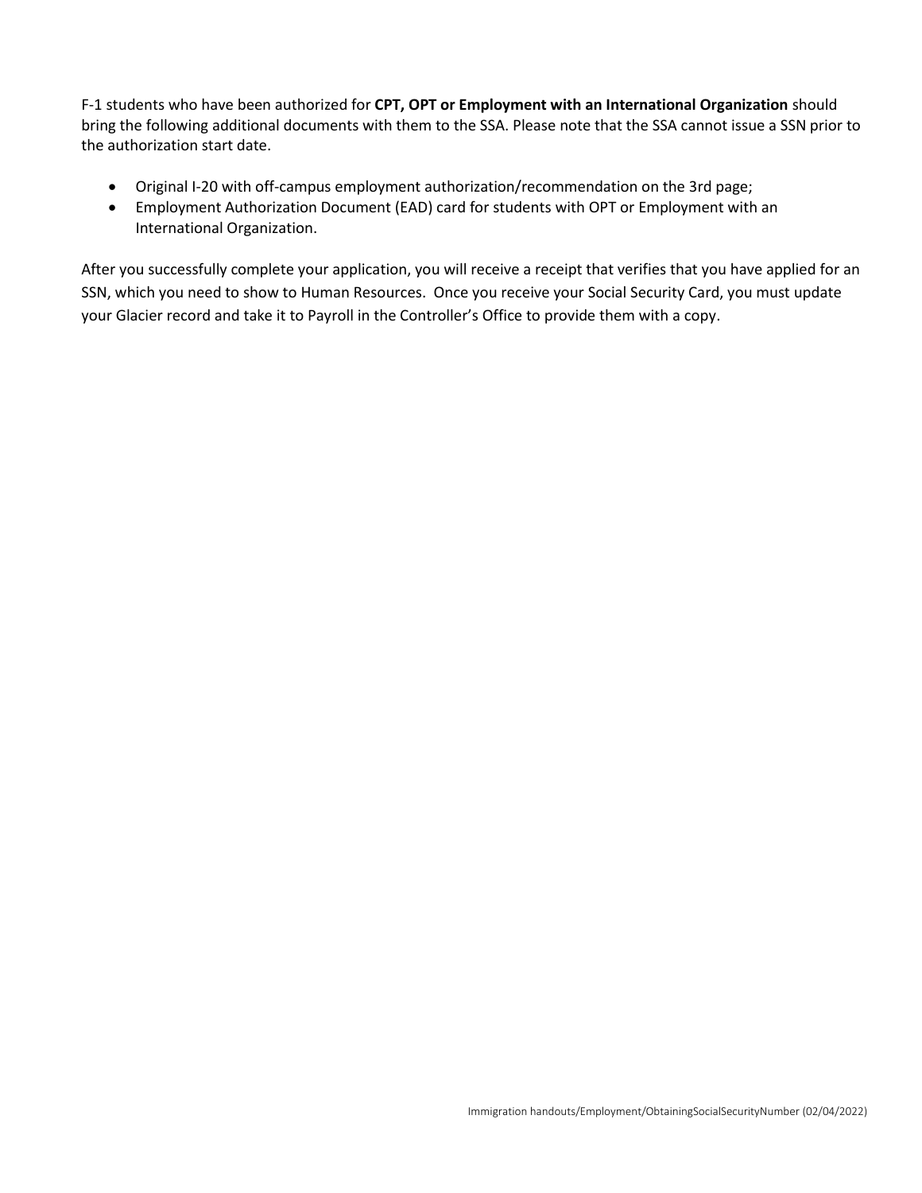F-1 students who have been authorized for **CPT, OPT or Employment with an International Organization** should bring the following additional documents with them to the SSA. Please note that the SSA cannot issue a SSN prior to the authorization start date.

- Original I-20 with off-campus employment authorization/recommendation on the 3rd page;
- Employment Authorization Document (EAD) card for students with OPT or Employment with an International Organization.

After you successfully complete your application, you will receive a receipt that verifies that you have applied for an SSN, which you need to show to Human Resources. Once you receive your Social Security Card, you must update your Glacier record and take it to Payroll in the Controller's Office to provide them with a copy.

Immigration handouts/Employment/ObtainingSocialSecurityNumber (02/04/2022)